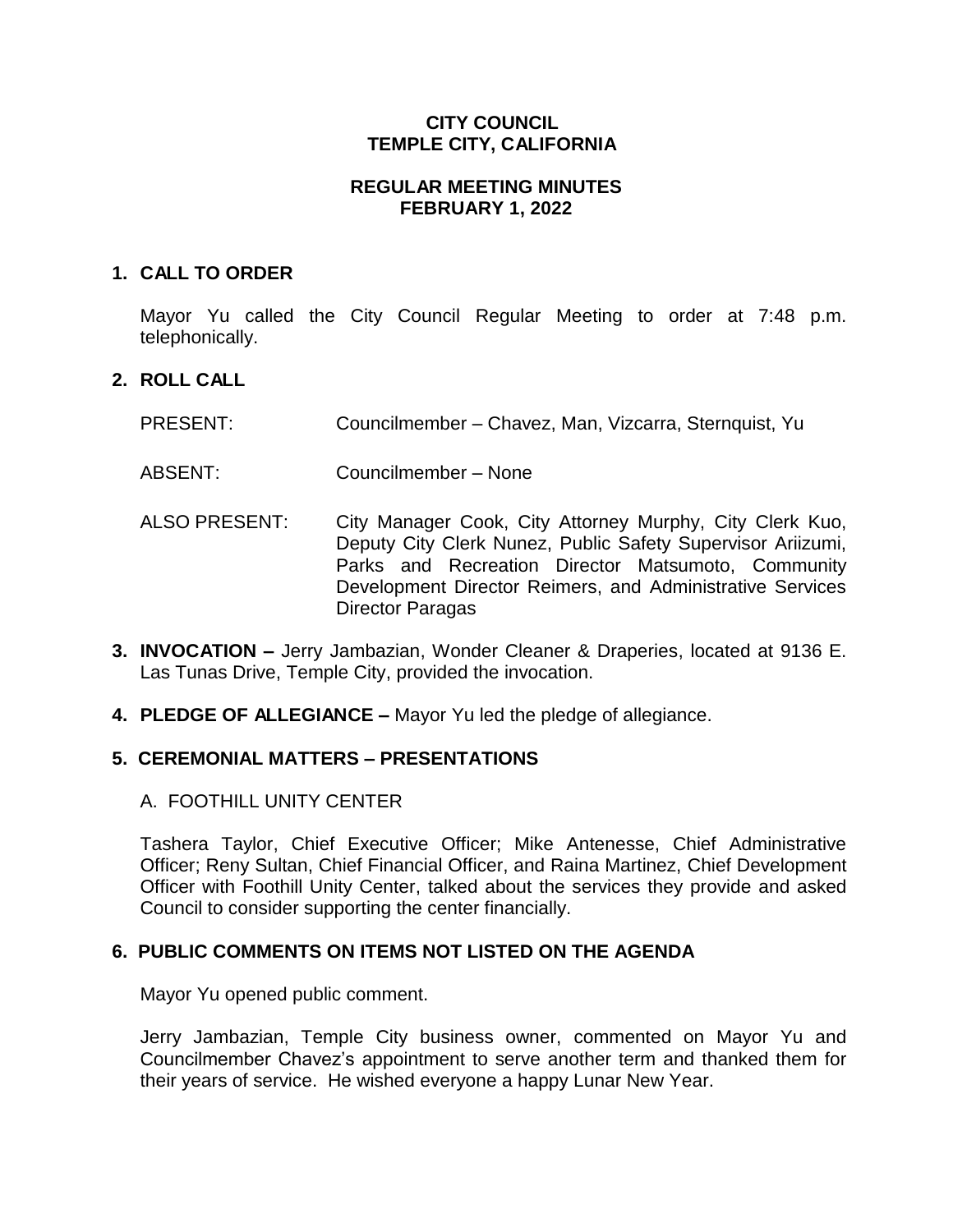# CITY COUNCIL
# TEMPLE CITY, CALIFORNIA

## REGULAR MEETING MINUTES
## FEBRUARY 1, 2022

### 1. CALL TO ORDER

Mayor Yu called the City Council Regular Meeting to order at 7:48 p.m. telephonically.

### 2. ROLL CALL

PRESENT: Councilmember – Chavez, Man, Vizcarra, Sternquist, Yu

ABSENT: Councilmember – None

ALSO PRESENT: City Manager Cook, City Attorney Murphy, City Clerk Kuo, Deputy City Clerk Nunez, Public Safety Supervisor Ariizumi, Parks and Recreation Director Matsumoto, Community Development Director Reimers, and Administrative Services Director Paragas

### 3. INVOCATION –

Jerry Jambazian, Wonder Cleaner & Draperies, located at 9136 E. Las Tunas Drive, Temple City, provided the invocation.

### 4. PLEDGE OF ALLEGIANCE –

Mayor Yu led the pledge of allegiance.

### 5. CEREMONIAL MATTERS – PRESENTATIONS

A. FOOTHILL UNITY CENTER

Tashera Taylor, Chief Executive Officer; Mike Antenesse, Chief Administrative Officer; Reny Sultan, Chief Financial Officer, and Raina Martinez, Chief Development Officer with Foothill Unity Center, talked about the services they provide and asked Council to consider supporting the center financially.

### 6. PUBLIC COMMENTS ON ITEMS NOT LISTED ON THE AGENDA

Mayor Yu opened public comment.

Jerry Jambazian, Temple City business owner, commented on Mayor Yu and Councilmember Chavez's appointment to serve another term and thanked them for their years of service. He wished everyone a happy Lunar New Year.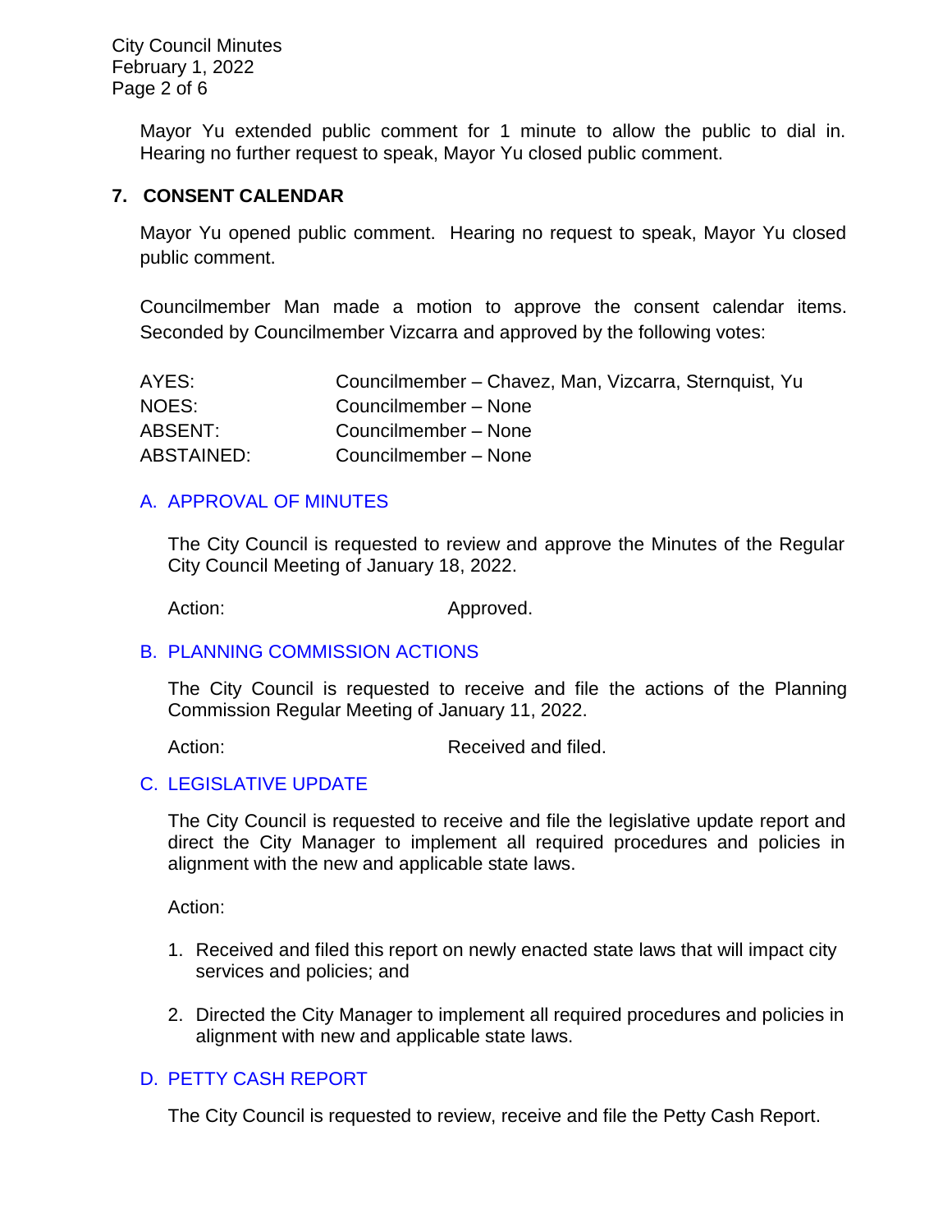Mayor Yu extended public comment for 1 minute to allow the public to dial in. Hearing no further request to speak, Mayor Yu closed public comment.

## 7. CONSENT CALENDAR

Mayor Yu opened public comment. Hearing no request to speak, Mayor Yu closed public comment.

Councilmember Man made a motion to approve the consent calendar items. Seconded by Councilmember Vizcarra and approved by the following votes:

| | |
|---|---|
| AYES: | Councilmember – Chavez, Man, Vizcarra, Sternquist, Yu |
| NOES: | Councilmember – None |
| ABSENT: | Councilmember – None |
| ABSTAINED: | Councilmember – None |

### A. APPROVAL OF MINUTES

The City Council is requested to review and approve the Minutes of the Regular City Council Meeting of January 18, 2022.

Action: Approved.

### B. PLANNING COMMISSION ACTIONS

The City Council is requested to receive and file the actions of the Planning Commission Regular Meeting of January 11, 2022.

Action: Received and filed.

### C. LEGISLATIVE UPDATE

The City Council is requested to receive and file the legislative update report and direct the City Manager to implement all required procedures and policies in alignment with the new and applicable state laws.

Action:

1. Received and filed this report on newly enacted state laws that will impact city services and policies; and

2. Directed the City Manager to implement all required procedures and policies in alignment with new and applicable state laws.

### D. PETTY CASH REPORT

The City Council is requested to review, receive and file the Petty Cash Report.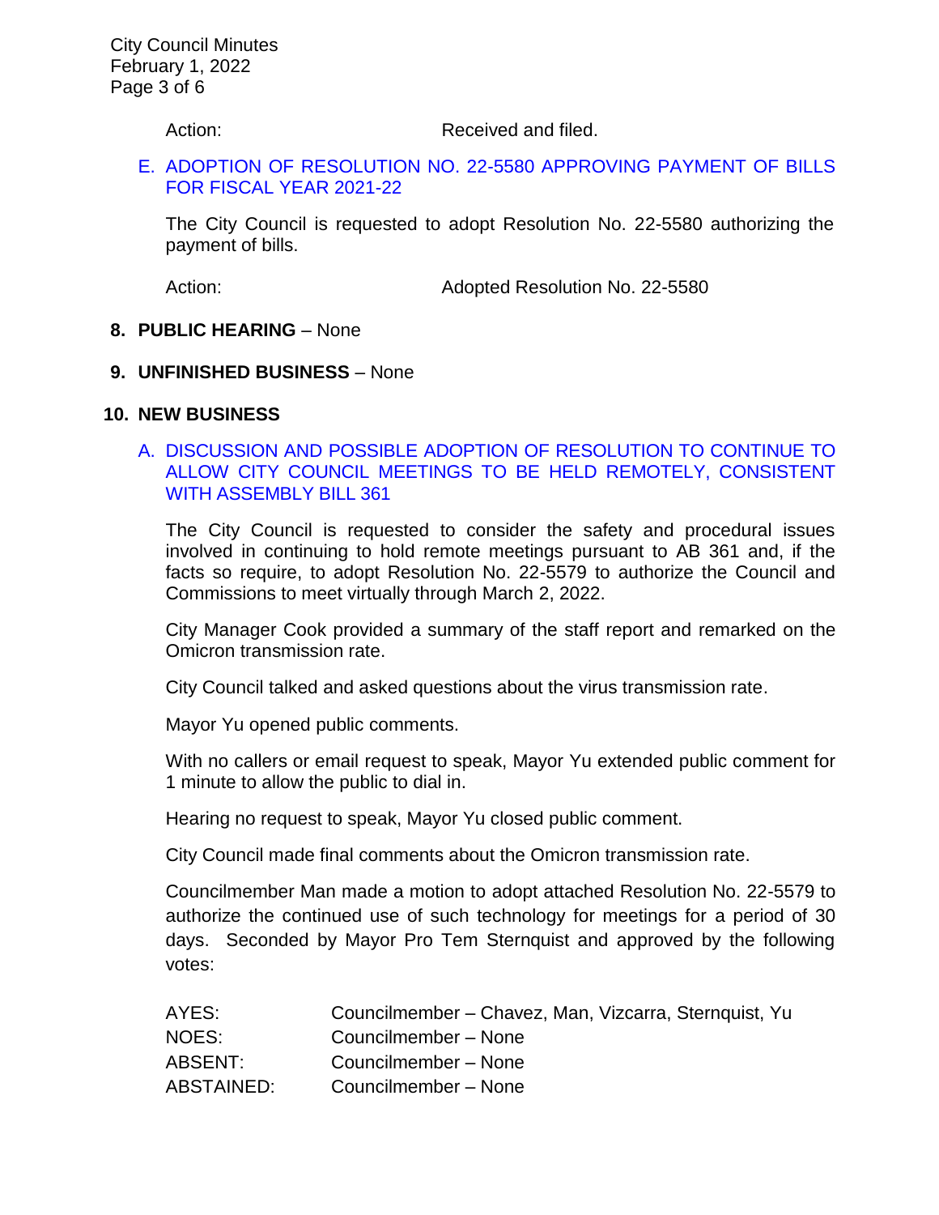Action: Received and filed.

E. ADOPTION OF RESOLUTION NO. 22-5580 APPROVING PAYMENT OF BILLS FOR FISCAL YEAR 2021-22

The City Council is requested to adopt Resolution No. 22-5580 authorizing the payment of bills.

Action: Adopted Resolution No. 22-5580

**8. PUBLIC HEARING** – None

**9. UNFINISHED BUSINESS** – None

**10. NEW BUSINESS**

A. DISCUSSION AND POSSIBLE ADOPTION OF RESOLUTION TO CONTINUE TO ALLOW CITY COUNCIL MEETINGS TO BE HELD REMOTELY, CONSISTENT WITH ASSEMBLY BILL 361

The City Council is requested to consider the safety and procedural issues involved in continuing to hold remote meetings pursuant to AB 361 and, if the facts so require, to adopt Resolution No. 22-5579 to authorize the Council and Commissions to meet virtually through March 2, 2022.

City Manager Cook provided a summary of the staff report and remarked on the Omicron transmission rate.

City Council talked and asked questions about the virus transmission rate.

Mayor Yu opened public comments.

With no callers or email request to speak, Mayor Yu extended public comment for 1 minute to allow the public to dial in.

Hearing no request to speak, Mayor Yu closed public comment.

City Council made final comments about the Omicron transmission rate.

Councilmember Man made a motion to adopt attached Resolution No. 22-5579 to authorize the continued use of such technology for meetings for a period of 30 days. Seconded by Mayor Pro Tem Sternquist and approved by the following votes:

| | |
|---|---|
| AYES: | Councilmember – Chavez, Man, Vizcarra, Sternquist, Yu |
| NOES: | Councilmember – None |
| ABSENT: | Councilmember – None |
| ABSTAINED: | Councilmember – None |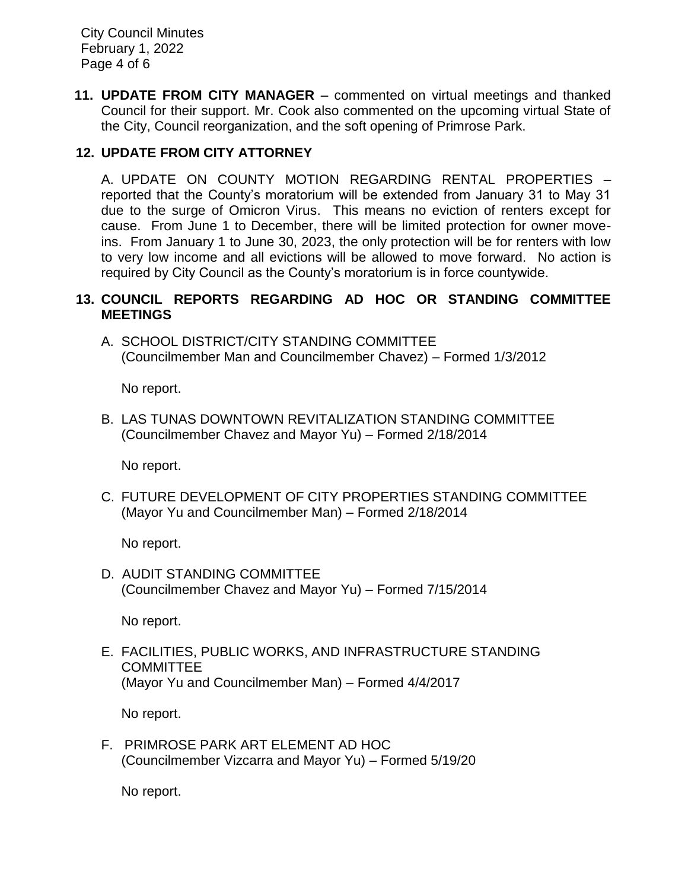**11. UPDATE FROM CITY MANAGER** – commented on virtual meetings and thanked Council for their support. Mr. Cook also commented on the upcoming virtual State of the City, Council reorganization, and the soft opening of Primrose Park.

**12. UPDATE FROM CITY ATTORNEY**

A. UPDATE ON COUNTY MOTION REGARDING RENTAL PROPERTIES – reported that the County's moratorium will be extended from January 31 to May 31 due to the surge of Omicron Virus. This means no eviction of renters except for cause. From June 1 to December, there will be limited protection for owner move-ins. From January 1 to June 30, 2023, the only protection will be for renters with low to very low income and all evictions will be allowed to move forward. No action is required by City Council as the County's moratorium is in force countywide.

**13. COUNCIL REPORTS REGARDING AD HOC OR STANDING COMMITTEE MEETINGS**

A. SCHOOL DISTRICT/CITY STANDING COMMITTEE
(Councilmember Man and Councilmember Chavez) – Formed 1/3/2012

No report.

B. LAS TUNAS DOWNTOWN REVITALIZATION STANDING COMMITTEE
(Councilmember Chavez and Mayor Yu) – Formed 2/18/2014

No report.

C. FUTURE DEVELOPMENT OF CITY PROPERTIES STANDING COMMITTEE
(Mayor Yu and Councilmember Man) – Formed 2/18/2014

No report.

D. AUDIT STANDING COMMITTEE
(Councilmember Chavez and Mayor Yu) – Formed 7/15/2014

No report.

E. FACILITIES, PUBLIC WORKS, AND INFRASTRUCTURE STANDING COMMITTEE
(Mayor Yu and Councilmember Man) – Formed 4/4/2017

No report.

F. PRIMROSE PARK ART ELEMENT AD HOC
(Councilmember Vizcarra and Mayor Yu) – Formed 5/19/20

No report.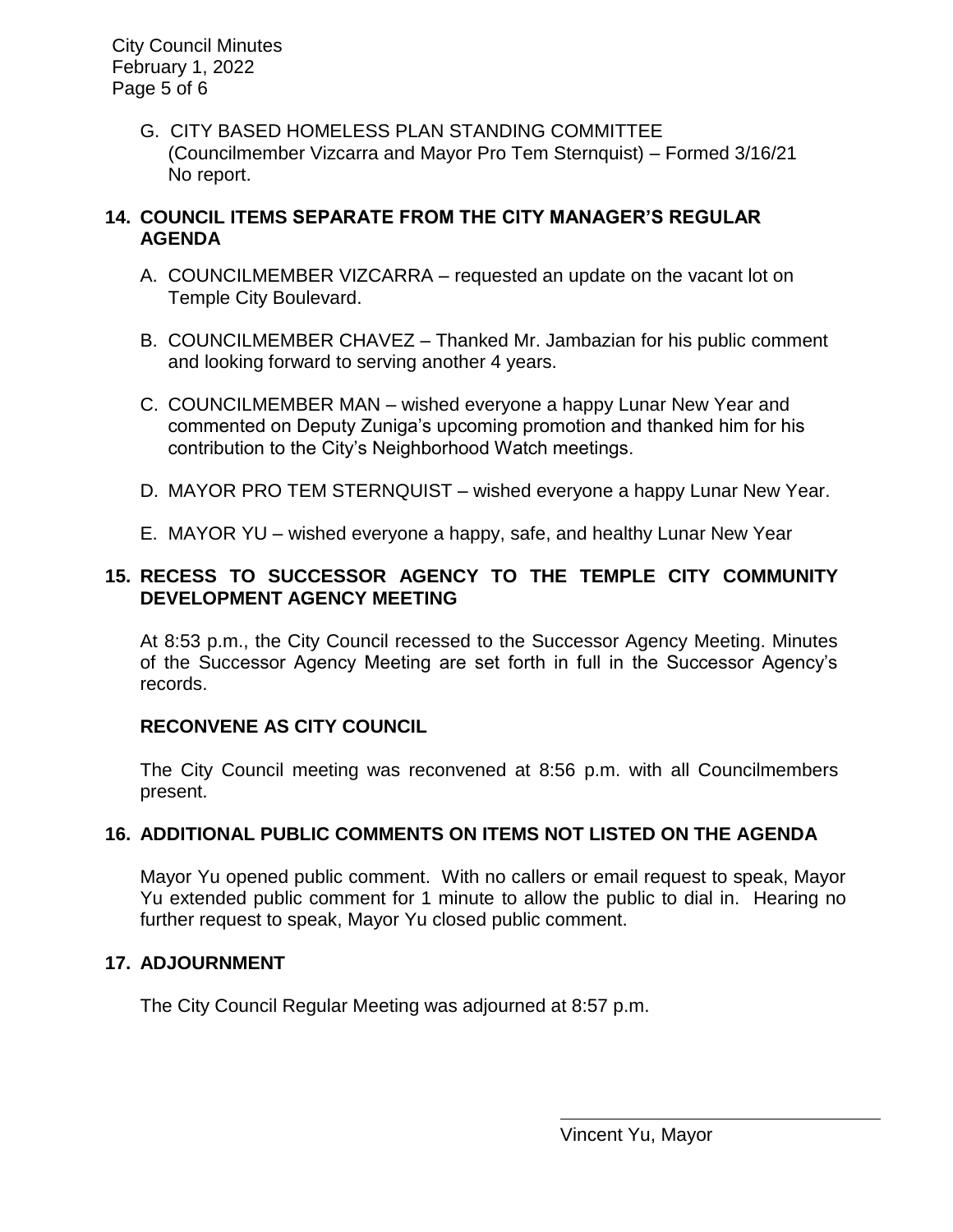G. CITY BASED HOMELESS PLAN STANDING COMMITTEE
(Councilmember Vizcarra and Mayor Pro Tem Sternquist) – Formed 3/16/21
No report.

## 14. COUNCIL ITEMS SEPARATE FROM THE CITY MANAGER'S REGULAR AGENDA

A. COUNCILMEMBER VIZCARRA – requested an update on the vacant lot on Temple City Boulevard.

B. COUNCILMEMBER CHAVEZ – Thanked Mr. Jambazian for his public comment and looking forward to serving another 4 years.

C. COUNCILMEMBER MAN – wished everyone a happy Lunar New Year and commented on Deputy Zuniga's upcoming promotion and thanked him for his contribution to the City's Neighborhood Watch meetings.

D. MAYOR PRO TEM STERNQUIST – wished everyone a happy Lunar New Year.

E. MAYOR YU – wished everyone a happy, safe, and healthy Lunar New Year

## 15. RECESS TO SUCCESSOR AGENCY TO THE TEMPLE CITY COMMUNITY DEVELOPMENT AGENCY MEETING

At 8:53 p.m., the City Council recessed to the Successor Agency Meeting. Minutes of the Successor Agency Meeting are set forth in full in the Successor Agency's records.

### RECONVENE AS CITY COUNCIL

The City Council meeting was reconvened at 8:56 p.m. with all Councilmembers present.

## 16. ADDITIONAL PUBLIC COMMENTS ON ITEMS NOT LISTED ON THE AGENDA

Mayor Yu opened public comment. With no callers or email request to speak, Mayor Yu extended public comment for 1 minute to allow the public to dial in. Hearing no further request to speak, Mayor Yu closed public comment.

## 17. ADJOURNMENT

The City Council Regular Meeting was adjourned at 8:57 p.m.

\_\_\_\_\_\_\_\_\_\_\_\_\_\_\_\_\_\_\_\_\_\_\_\_\_\_\_\_\_\_

Vincent Yu, Mayor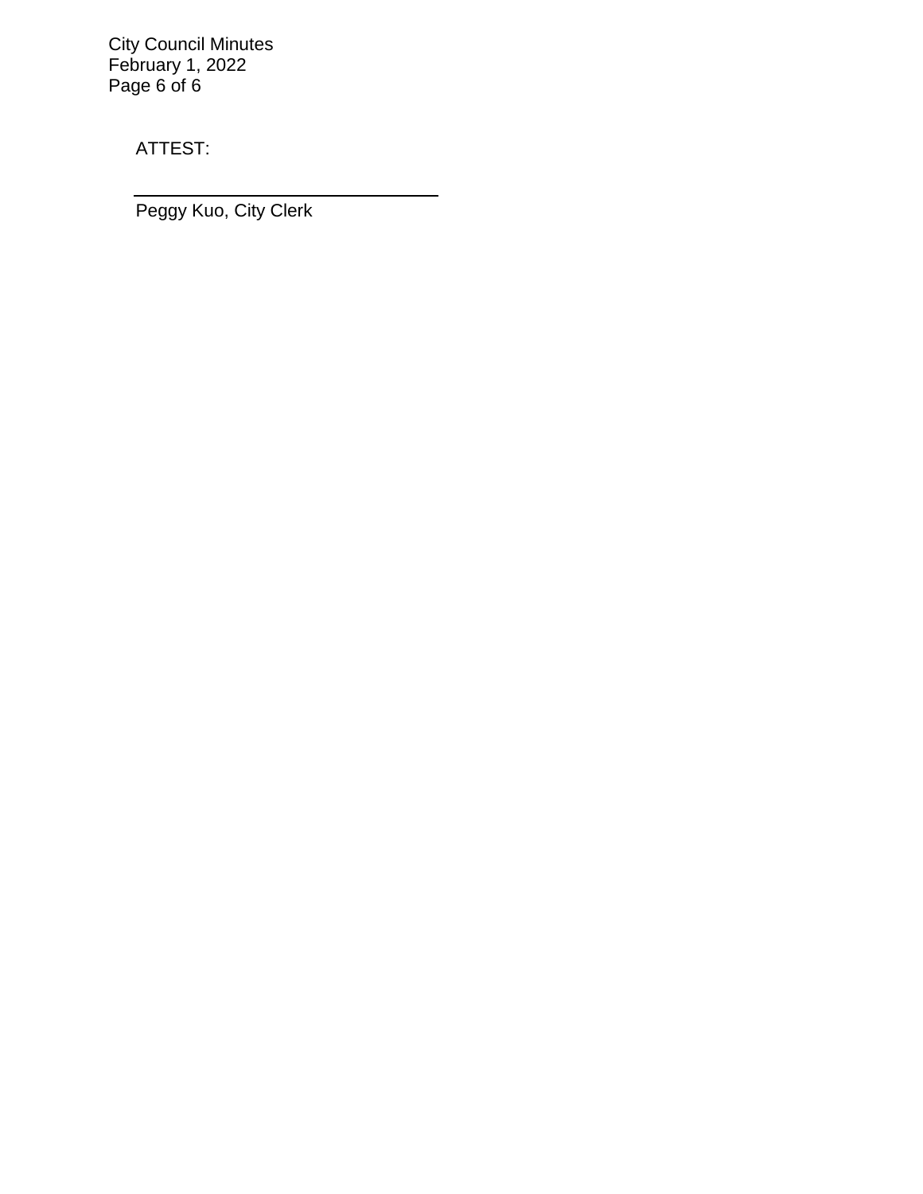ATTEST:

\_\_\_\_\_\_\_\_\_\_\_\_\_\_\_\_\_\_\_\_\_\_\_\_\_\_\_\_\_\_

Peggy Kuo, City Clerk